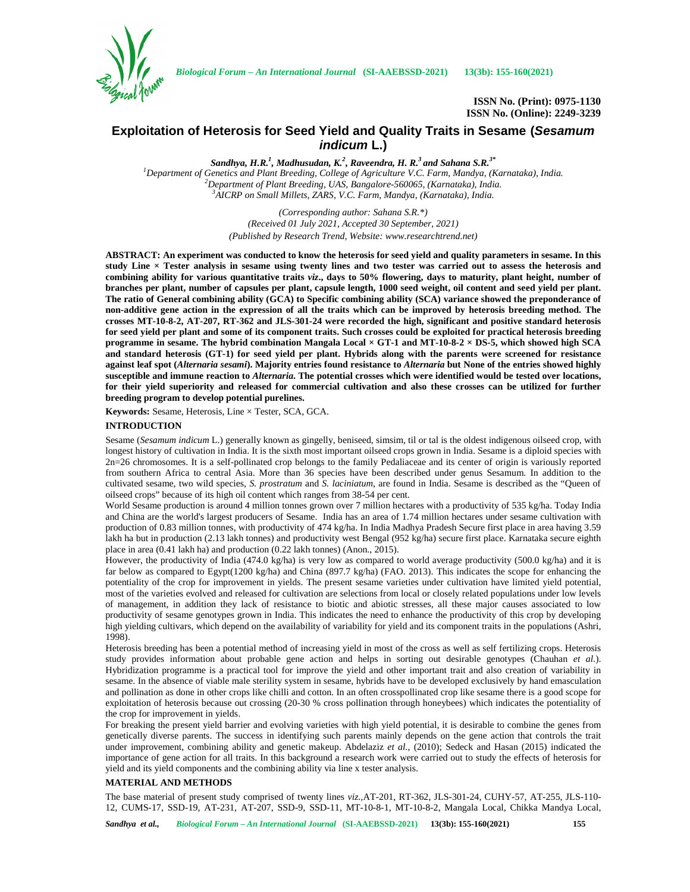ISSN No. (Print): 0975-1130
ISSN No. (Online): 2249-3239

# Exploitation of Heterosis for Seed Yield and Quality Traits in Sesame (*Sesamum indicum* L.)

***Sandhya, H.R.[1], Madhusudan, K.[2], Raveendra, H. R.[3] and Sahana S.R.[3*]***

[1]*Department of Genetics and Plant Breeding, College of Agriculture V.C. Farm, Mandya, (Karnataka), India.*
[2]*Department of Plant Breeding, UAS, Bangalore-560065, (Karnataka), India.*
[3]*AICRP on Small Millets, ZARS, V.C. Farm, Mandya, (Karnataka), India.*

*(Corresponding author: Sahana S.R.\*)*
*(Received 01 July 2021, Accepted 30 September, 2021)*
*(Published by Research Trend, Website: www.researchtrend.net)*

**ABSTRACT: An experiment was conducted to know the heterosis for seed yield and quality parameters in sesame. In this study Line × Tester analysis in sesame using twenty lines and two tester was carried out to assess the heterosis and combining ability for various quantitative traits *viz*., days to 50% flowering, days to maturity, plant height, number of branches per plant, number of capsules per plant, capsule length, 1000 seed weight, oil content and seed yield per plant. The ratio of General combining ability (GCA) to Specific combining ability (SCA) variance showed the preponderance of non-additive gene action in the expression of all the traits which can be improved by heterosis breeding method. The crosses MT-10-8-2, AT-207, RT-362 and JLS-301-24 were recorded the high, significant and positive standard heterosis for seed yield per plant and some of its component traits. Such crosses could be exploited for practical heterosis breeding programme in sesame. The hybrid combination Mangala Local × GT-1 and MT-10-8-2 × DS-5, which showed high SCA and standard heterosis (GT-1) for seed yield per plant. Hybrids along with the parents were screened for resistance against leaf spot (*Alternaria sesami*). Majority entries found resistance to *Alternaria* but None of the entries showed highly susceptible and immune reaction to *Alternaria.* The potential crosses which were identified would be tested over locations, for their yield superiority and released for commercial cultivation and also these crosses can be utilized for further breeding program to develop potential purelines.**

**Keywords:** Sesame, Heterosis, Line × Tester, SCA, GCA.

## INTRODUCTION

Sesame (*Sesamum indicum* L.) generally known as gingelly, beniseed, simsim, til or tal is the oldest indigenous oilseed crop, with longest history of cultivation in India. It is the sixth most important oilseed crops grown in India. Sesame is a diploid species with 2n=26 chromosomes. It is a self-pollinated crop belongs to the family Pedaliaceae and its center of origin is variously reported from southern Africa to central Asia. More than 36 species have been described under genus Sesamum. In addition to the cultivated sesame, two wild species, *S. prostratum* and *S. laciniatum*, are found in India. Sesame is described as the "Queen of oilseed crops" because of its high oil content which ranges from 38-54 per cent.

World Sesame production is around 4 million tonnes grown over 7 million hectares with a productivity of 535 kg/ha. Today India and China are the world's largest producers of Sesame. India has an area of 1.74 million hectares under sesame cultivation with production of 0.83 million tonnes, with productivity of 474 kg/ha. In India Madhya Pradesh Secure first place in area having 3.59 lakh ha but in production (2.13 lakh tonnes) and productivity west Bengal (952 kg/ha) secure first place. Karnataka secure eighth place in area (0.41 lakh ha) and production (0.22 lakh tonnes) (Anon., 2015).

However, the productivity of India (474.0 kg/ha) is very low as compared to world average productivity (500.0 kg/ha) and it is far below as compared to Egypt(1200 kg/ha) and China (897.7 kg/ha) (FAO. 2013). This indicates the scope for enhancing the potentiality of the crop for improvement in yields. The present sesame varieties under cultivation have limited yield potential, most of the varieties evolved and released for cultivation are selections from local or closely related populations under low levels of management, in addition they lack of resistance to biotic and abiotic stresses, all these major causes associated to low productivity of sesame genotypes grown in India. This indicates the need to enhance the productivity of this crop by developing high yielding cultivars, which depend on the availability of variability for yield and its component traits in the populations (Ashri, 1998).

Heterosis breeding has been a potential method of increasing yield in most of the cross as well as self fertilizing crops. Heterosis study provides information about probable gene action and helps in sorting out desirable genotypes (Chauhan *et al.*). Hybridization programme is a practical tool for improve the yield and other important trait and also creation of variability in sesame. In the absence of viable male sterility system in sesame, hybrids have to be developed exclusively by hand emasculation and pollination as done in other crops like chilli and cotton. In an often crosspollinated crop like sesame there is a good scope for exploitation of heterosis because out crossing (20-30 % cross pollination through honeybees) which indicates the potentiality of the crop for improvement in yields.

For breaking the present yield barrier and evolving varieties with high yield potential, it is desirable to combine the genes from genetically diverse parents. The success in identifying such parents mainly depends on the gene action that controls the trait under improvement, combining ability and genetic makeup. Abdelaziz *et al.,* (2010); Sedeck and Hasan (2015) indicated the importance of gene action for all traits. In this background a research work were carried out to study the effects of heterosis for yield and its yield components and the combining ability via line x tester analysis.

## MATERIAL AND METHODS

The base material of present study comprised of twenty lines *viz.,*AT-201, RT-362, JLS-301-24, CUHY-57, AT-255, JLS-110-12, CUMS-17, SSD-19, AT-231, AT-207, SSD-9, SSD-11, MT-10-8-1, MT-10-8-2, Mangala Local, Chikka Mandya Local,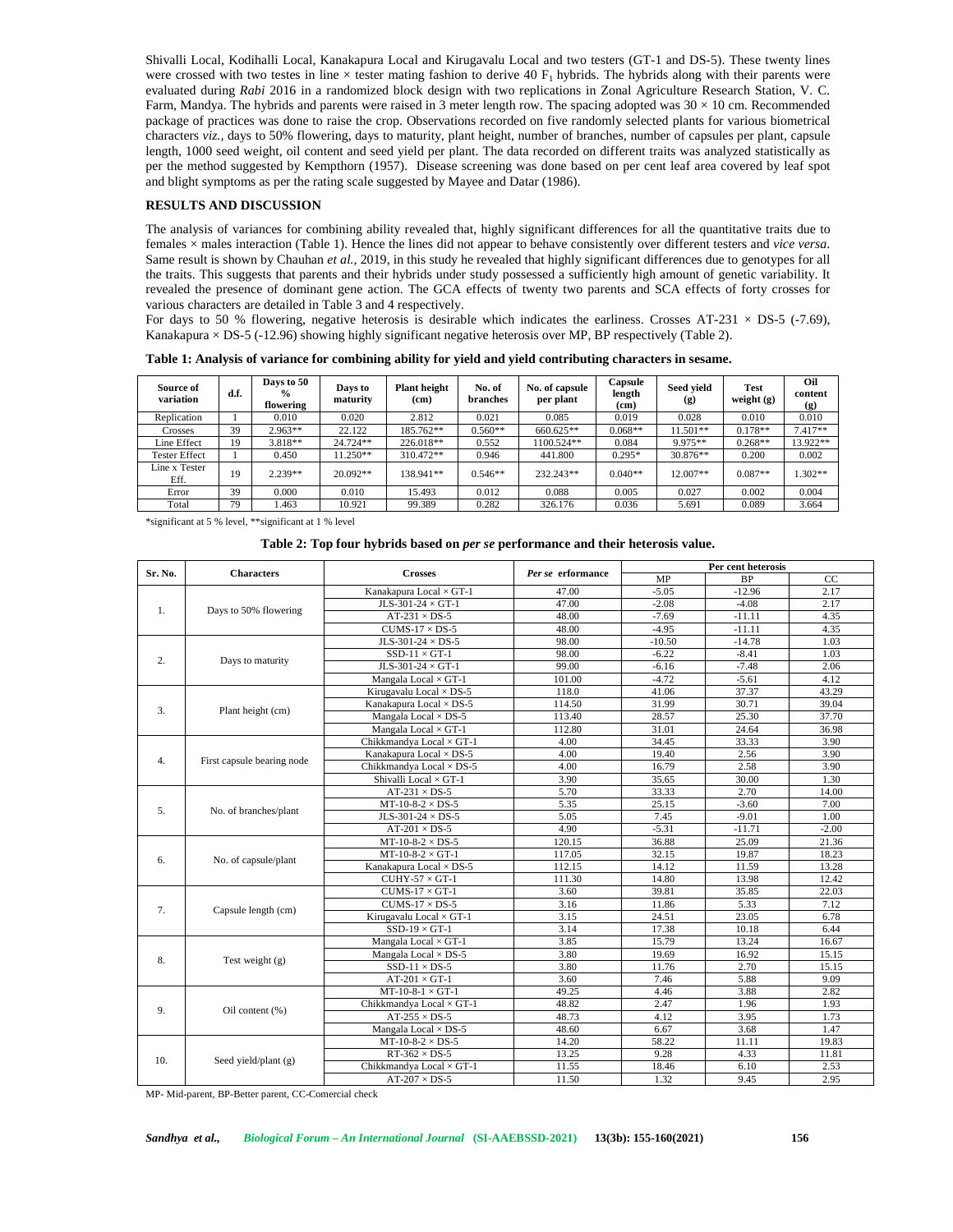Shivalli Local, Kodihalli Local, Kanakapura Local and Kirugavalu Local and two testers (GT-1 and DS-5). These twenty lines were crossed with two testes in line × tester mating fashion to derive 40 $F_1$ hybrids. The hybrids along with their parents were evaluated during *Rabi* 2016 in a randomized block design with two replications in Zonal Agriculture Research Station, V. C. Farm, Mandya. The hybrids and parents were raised in 3 meter length row. The spacing adopted was 30 × 10 cm. Recommended package of practices was done to raise the crop. Observations recorded on five randomly selected plants for various biometrical characters *viz.*, days to 50% flowering, days to maturity, plant height, number of branches, number of capsules per plant, capsule length, 1000 seed weight, oil content and seed yield per plant. The data recorded on different traits was analyzed statistically as per the method suggested by Kempthorn (1957). Disease screening was done based on per cent leaf area covered by leaf spot and blight symptoms as per the rating scale suggested by Mayee and Datar (1986).

## RESULTS AND DISCUSSION

The analysis of variances for combining ability revealed that, highly significant differences for all the quantitative traits due to females × males interaction (Table 1). Hence the lines did not appear to behave consistently over different testers and *vice versa*. Same result is shown by Chauhan *et al.*, 2019, in this study he revealed that highly significant differences due to genotypes for all the traits. This suggests that parents and their hybrids under study possessed a sufficiently high amount of genetic variability. It revealed the presence of dominant gene action. The GCA effects of twenty two parents and SCA effects of forty crosses for various characters are detailed in Table 3 and 4 respectively.

For days to 50 % flowering, negative heterosis is desirable which indicates the earliness. Crosses AT-231 × DS-5 (-7.69), Kanakapura × DS-5 (-12.96) showing highly significant negative heterosis over MP, BP respectively (Table 2).

**Table 1: Analysis of variance for combining ability for yield and yield contributing characters in sesame.**

| Source of variation | d.f. | Days to 50 % flowering | Days to maturity | Plant height (cm) | No. of branches | No. of capsule per plant | Capsule length (cm) | Seed yield (g) | Test weight (g) | Oil content (g) |
|---|---|---|---|---|---|---|---|---|---|---|
| Replication | 1 | 0.010 | 0.020 | 2.812 | 0.021 | 0.085 | 0.019 | 0.028 | 0.010 | 0.010 |
| Crosses | 39 | 2.963** | 22.122 | 185.762** | 0.560** | 660.625** | 0.068** | 11.501** | 0.178** | 7.417** |
| Line Effect | 19 | 3.818** | 24.724** | 226.018** | 0.552 | 1100.524** | 0.084 | 9.975** | 0.268** | 13.922** |
| Tester Effect | 1 | 0.450 | 11.250** | 310.472** | 0.946 | 441.800 | 0.295* | 30.876** | 0.200 | 0.002 |
| Line x Tester Eff. | 19 | 2.239** | 20.092** | 138.941** | 0.546** | 232.243** | 0.040** | 12.007** | 0.087** | 1.302** |
| Error | 39 | 0.000 | 0.010 | 15.493 | 0.012 | 0.088 | 0.005 | 0.027 | 0.002 | 0.004 |
| Total | 79 | 1.463 | 10.921 | 99.389 | 0.282 | 326.176 | 0.036 | 5.691 | 0.089 | 3.664 |

*significant at 5 % level, **significant at 1 % level

**Table 2: Top four hybrids based on *per se* performance and their heterosis value.**

| Sr. No. | Characters | Crosses | *Per se* erformance | Per cent heterosis | | |
|---|---|---|---|---|---|---|
| | | | | MP | BP | CC |
| 1. | Days to 50% flowering | Kanakapura Local × GT-1 | 47.00 | -5.05 | -12.96 | 2.17 |
| | | JLS-301-24 × GT-1 | 47.00 | -2.08 | -4.08 | 2.17 |
| | | AT-231 × DS-5 | 48.00 | -7.69 | -11.11 | 4.35 |
| | | CUMS-17 × DS-5 | 48.00 | -4.95 | -11.11 | 4.35 |
| 2. | Days to maturity | JLS-301-24 × DS-5 | 98.00 | -10.50 | -14.78 | 1.03 |
| | | SSD-11 × GT-1 | 98.00 | -6.22 | -8.41 | 1.03 |
| | | JLS-301-24 × GT-1 | 99.00 | -6.16 | -7.48 | 2.06 |
| | | Mangala Local × GT-1 | 101.00 | -4.72 | -5.61 | 4.12 |
| 3. | Plant height (cm) | Kirugavalu Local × DS-5 | 118.0 | 41.06 | 37.37 | 43.29 |
| | | Kanakapura Local × DS-5 | 114.50 | 31.99 | 30.71 | 39.04 |
| | | Mangala Local × DS-5 | 113.40 | 28.57 | 25.30 | 37.70 |
| | | Mangala Local × GT-1 | 112.80 | 31.01 | 24.64 | 36.98 |
| 4. | First capsule bearing node | Chikkmandya Local × GT-1 | 4.00 | 34.45 | 33.33 | 3.90 |
| | | Kanakapura Local × DS-5 | 4.00 | 19.40 | 2.56 | 3.90 |
| | | Chikkmandya Local × DS-5 | 4.00 | 16.79 | 2.58 | 3.90 |
| | | Shivalli Local × GT-1 | 3.90 | 35.65 | 30.00 | 1.30 |
| 5. | No. of branches/plant | AT-231 × DS-5 | 5.70 | 33.33 | 2.70 | 14.00 |
| | | MT-10-8-2 × DS-5 | 5.35 | 25.15 | -3.60 | 7.00 |
| | | JLS-301-24 × DS-5 | 5.05 | 7.45 | -9.01 | 1.00 |
| | | AT-201 × DS-5 | 4.90 | -5.31 | -11.71 | -2.00 |
| 6. | No. of capsule/plant | MT-10-8-2 × DS-5 | 120.15 | 36.88 | 25.09 | 21.36 |
| | | MT-10-8-2 × GT-1 | 117.05 | 32.15 | 19.87 | 18.23 |
| | | Kanakapura Local × DS-5 | 112.15 | 14.12 | 11.59 | 13.28 |
| | | CUHY-57 × GT-1 | 111.30 | 14.80 | 13.98 | 12.42 |
| 7. | Capsule length (cm) | CUMS-17 × GT-1 | 3.60 | 39.81 | 35.85 | 22.03 |
| | | CUMS-17 × DS-5 | 3.16 | 11.86 | 5.33 | 7.12 |
| | | Kirugavalu Local × GT-1 | 3.15 | 24.51 | 23.05 | 6.78 |
| | | SSD-19 × GT-1 | 3.14 | 17.38 | 10.18 | 6.44 |
| 8. | Test weight (g) | Mangala Local × GT-1 | 3.85 | 15.79 | 13.24 | 16.67 |
| | | Mangala Local × DS-5 | 3.80 | 19.69 | 16.92 | 15.15 |
| | | SSD-11 × DS-5 | 3.80 | 11.76 | 2.70 | 15.15 |
| | | AT-201 × GT-1 | 3.60 | 7.46 | 5.88 | 9.09 |
| 9. | Oil content (%) | MT-10-8-1 × GT-1 | 49.25 | 4.46 | 3.88 | 2.82 |
| | | Chikkmandya Local × GT-1 | 48.82 | 2.47 | 1.96 | 1.93 |
| | | AT-255 × DS-5 | 48.73 | 4.12 | 3.95 | 1.73 |
| | | Mangala Local × DS-5 | 48.60 | 6.67 | 3.68 | 1.47 |
| 10. | Seed yield/plant (g) | MT-10-8-2 × DS-5 | 14.20 | 58.22 | 11.11 | 19.83 |
| | | RT-362 × DS-5 | 13.25 | 9.28 | 4.33 | 11.81 |
| | | Chikkmandya Local × GT-1 | 11.55 | 18.46 | 6.10 | 2.53 |
| | | AT-207 × DS-5 | 11.50 | 1.32 | 9.45 | 2.95 |

MP- Mid-parent, BP-Better parent, CC-Comercial check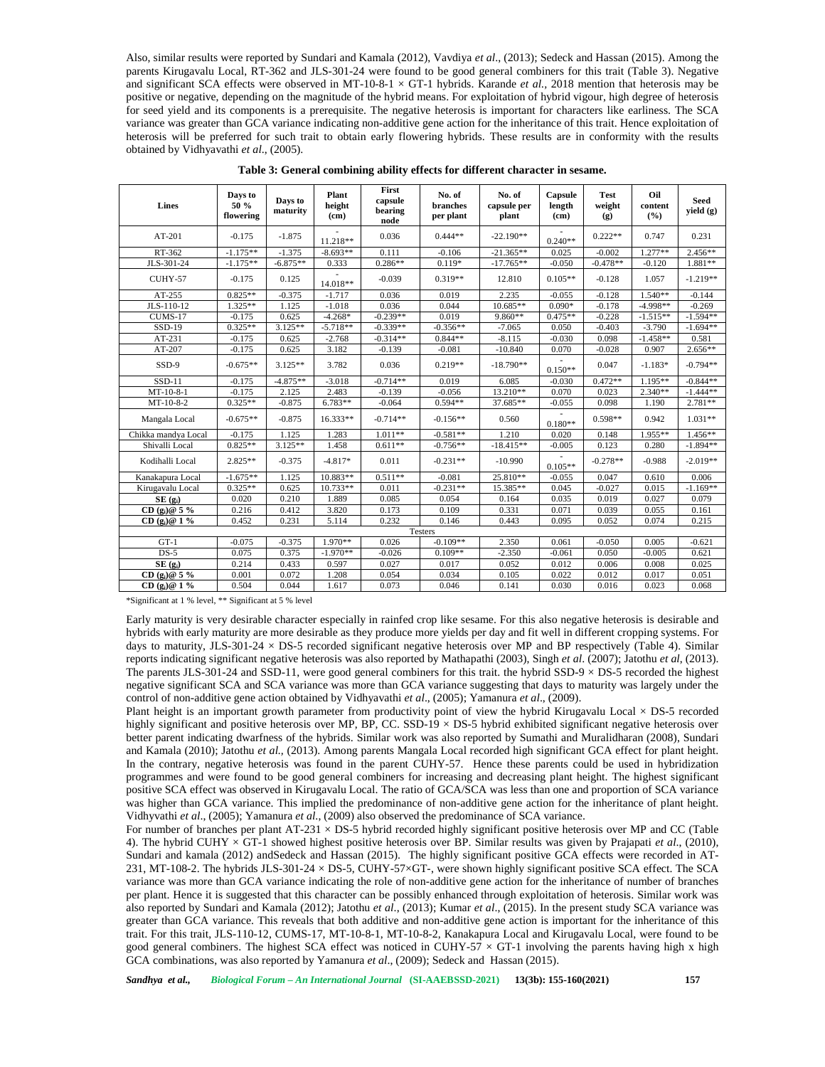Also, similar results were reported by Sundari and Kamala (2012), Vavdiya *et al*., (2013); Sedeck and Hassan (2015). Among the parents Kirugavalu Local, RT-362 and JLS-301-24 were found to be good general combiners for this trait (Table 3). Negative and significant SCA effects were observed in MT-10-8-1 × GT-1 hybrids. Karande *et al.,* 2018 mention that heterosis may be positive or negative, depending on the magnitude of the hybrid means. For exploitation of hybrid vigour, high degree of heterosis for seed yield and its components is a prerequisite. The negative heterosis is important for characters like earliness. The SCA variance was greater than GCA variance indicating non-additive gene action for the inheritance of this trait. Hence exploitation of heterosis will be preferred for such trait to obtain early flowering hybrids. These results are in conformity with the results obtained by Vidhyavathi *et al*., (2005).

**Table 3: General combining ability effects for different character in sesame.**

| Lines | Days to 50 % flowering | Days to maturity | Plant height (cm) | First capsule bearing node | No. of branches per plant | No. of capsule per plant | Capsule length (cm) | Test weight (g) | Oil content (%) | Seed yield (g) |
|---|---|---|---|---|---|---|---|---|---|---|
| AT-201 | -0.175 | -1.875 | -11.218** | 0.036 | 0.444** | -22.190** | -0.240** | 0.222** | 0.747 | 0.231 |
| RT-362 | -1.175** | -1.375 | -8.693** | 0.111 | -0.106 | -21.365** | 0.025 | -0.002 | 1.277** | 2.456** |
| JLS-301-24 | -1.175** | -6.875** | 0.333 | 0.286** | 0.119* | -17.765** | -0.050 | -0.478** | -0.120 | 1.881** |
| CUHY-57 | -0.175 | 0.125 | -14.018** | -0.039 | 0.319** | 12.810 | 0.105** | -0.128 | 1.057 | -1.219** |
| AT-255 | 0.825** | -0.375 | -1.717 | 0.036 | 0.019 | 2.235 | -0.055 | -0.128 | 1.540** | -0.144 |
| JLS-110-12 | 1.325** | 1.125 | -1.018 | 0.036 | 0.044 | 10.685** | 0.090* | -0.178 | -4.998** | -0.269 |
| CUMS-17 | -0.175 | 0.625 | -4.268* | -0.239** | 0.019 | 9.860** | 0.475** | -0.228 | -1.515** | -1.594** |
| SSD-19 | 0.325** | 3.125** | -5.718** | -0.339** | -0.356** | -7.065 | 0.050 | -0.403 | -3.790 | -1.694** |
| AT-231 | -0.175 | 0.625 | -2.768 | -0.314** | 0.844** | -8.115 | -0.030 | 0.098 | -1.458** | 0.581 |
| AT-207 | -0.175 | 0.625 | 3.182 | -0.139 | -0.081 | -10.840 | 0.070 | -0.028 | 0.907 | 2.656** |
| SSD-9 | -0.675** | 3.125** | 3.782 | 0.036 | 0.219** | -18.790** | -0.150** | 0.047 | -1.183* | -0.794** |
| SSD-11 | -0.175 | -4.875** | -3.018 | -0.714** | 0.019 | 6.085 | -0.030 | 0.472** | 1.195** | -0.844** |
| MT-10-8-1 | -0.175 | 2.125 | 2.483 | -0.139 | -0.056 | 13.210** | 0.070 | 0.023 | 2.340** | -1.444** |
| MT-10-8-2 | 0.325** | -0.875 | 6.783** | -0.064 | 0.594** | 37.685** | -0.055 | 0.098 | 1.190 | 2.781** |
| Mangala Local | -0.675** | -0.875 | 16.333** | -0.714** | -0.156** | 0.560 | -0.180** | 0.598** | 0.942 | 1.031** |
| Chikka mandya Local | -0.175 | 1.125 | 1.283 | 1.011** | -0.581** | 1.210 | 0.020 | 0.148 | 1.955** | 1.456** |
| Shivalli Local | 0.825** | 3.125** | 1.458 | 0.611** | -0.756** | -18.415** | -0.005 | 0.123 | 0.280 | -1.894** |
| Kodihalli Local | 2.825** | -0.375 | -4.817* | 0.011 | -0.231** | -10.990 | -0.105** | -0.278** | -0.988 | -2.019** |
| Kanakapura Local | -1.675** | 1.125 | 10.883** | 0.511** | -0.081 | 25.810** | -0.055 | 0.047 | 0.610 | 0.006 |
| Kirugavalu Local | 0.325** | 0.625 | 10.733** | 0.011 | -0.231** | 15.385** | 0.045 | -0.027 | 0.015 | -1.169** |
| **SE ($g_i$)** | 0.020 | 0.210 | 1.889 | 0.085 | 0.054 | 0.164 | 0.035 | 0.019 | 0.027 | 0.079 |
| **CD ($g_i$)@ 5 %** | 0.216 | 0.412 | 3.820 | 0.173 | 0.109 | 0.331 | 0.071 | 0.039 | 0.055 | 0.161 |
| **CD ($g_i$)@ 1 %** | 0.452 | 0.231 | 5.114 | 0.232 | 0.146 | 0.443 | 0.095 | 0.052 | 0.074 | 0.215 |
| Testers | | | | | | | | | | |
| GT-1 | -0.075 | -0.375 | 1.970** | 0.026 | -0.109** | 2.350 | 0.061 | -0.050 | 0.005 | -0.621 |
| DS-5 | 0.075 | 0.375 | -1.970** | -0.026 | 0.109** | -2.350 | -0.061 | 0.050 | -0.005 | 0.621 |
| **SE ($g_i$)** | 0.214 | 0.433 | 0.597 | 0.027 | 0.017 | 0.052 | 0.012 | 0.006 | 0.008 | 0.025 |
| **CD ($g_i$)@ 5 %** | 0.001 | 0.072 | 1.208 | 0.054 | 0.034 | 0.105 | 0.022 | 0.012 | 0.017 | 0.051 |
| **CD ($g_i$)@ 1 %** | 0.504 | 0.044 | 1.617 | 0.073 | 0.046 | 0.141 | 0.030 | 0.016 | 0.023 | 0.068 |

*Significant at 1 % level, ** Significant at 5 % level

Early maturity is very desirable character especially in rainfed crop like sesame. For this also negative heterosis is desirable and hybrids with early maturity are more desirable as they produce more yields per day and fit well in different cropping systems. For days to maturity, JLS-301-24 × DS-5 recorded significant negative heterosis over MP and BP respectively (Table 4). Similar reports indicating significant negative heterosis was also reported by Mathapathi (2003), Singh *et al*. (2007); Jatothu *et al*, (2013). The parents JLS-301-24 and SSD-11, were good general combiners for this trait. the hybrid SSD-9 × DS-5 recorded the highest negative significant SCA and SCA variance was more than GCA variance suggesting that days to maturity was largely under the control of non-additive gene action obtained by Vidhyavathi *et al*., (2005); Yamanura *et al*., (2009).

Plant height is an important growth parameter from productivity point of view the hybrid Kirugavalu Local × DS-5 recorded highly significant and positive heterosis over MP, BP, CC. SSD-19 × DS-5 hybrid exhibited significant negative heterosis over better parent indicating dwarfness of the hybrids. Similar work was also reported by Sumathi and Muralidharan (2008), Sundari and Kamala (2010); Jatothu *et al.,* (2013). Among parents Mangala Local recorded high significant GCA effect for plant height. In the contrary, negative heterosis was found in the parent CUHY-57. Hence these parents could be used in hybridization programmes and were found to be good general combiners for increasing and decreasing plant height. The highest significant positive SCA effect was observed in Kirugavalu Local. The ratio of GCA/SCA was less than one and proportion of SCA variance was higher than GCA variance. This implied the predominance of non-additive gene action for the inheritance of plant height. Vidhyvathi *et al*., (2005); Yamanura *et al.,* (2009) also observed the predominance of SCA variance.

For number of branches per plant AT-231 × DS-5 hybrid recorded highly significant positive heterosis over MP and CC (Table 4). The hybrid CUHY × GT-1 showed highest positive heterosis over BP. Similar results was given by Prajapati *et al*., (2010), Sundari and kamala (2012) andSedeck and Hassan (2015). The highly significant positive GCA effects were recorded in AT-231, MT-108-2. The hybrids JLS-301-24 × DS-5, CUHY-57×GT-, were shown highly significant positive SCA effect. The SCA variance was more than GCA variance indicating the role of non-additive gene action for the inheritance of number of branches per plant. Hence it is suggested that this character can be possibly enhanced through exploitation of heterosis. Similar work was also reported by Sundari and Kamala (2012); Jatothu *et al*., (2013); Kumar *et al*., (2015). In the present study SCA variance was greater than GCA variance. This reveals that both additive and non-additive gene action is important for the inheritance of this trait. For this trait, JLS-110-12, CUMS-17, MT-10-8-1, MT-10-8-2, Kanakapura Local and Kirugavalu Local, were found to be good general combiners. The highest SCA effect was noticed in CUHY-57 × GT-1 involving the parents having high x high GCA combinations, was also reported by Yamanura *et al*., (2009); Sedeck and Hassan (2015).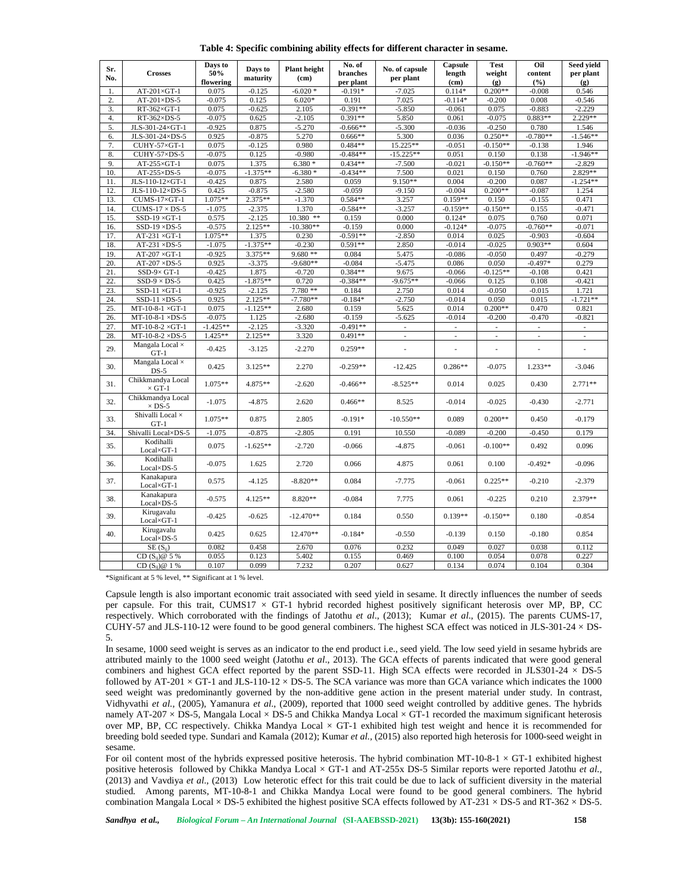**Table 4: Specific combining ability effects for different character in sesame.**

| Sr. No. | Crosses | Days to 50% flowering | Days to maturity | Plant height (cm) | No. of branches per plant | No. of capsule per plant | Capsule length (cm) | Test weight (g) | Oil content (%) | Seed yield per plant (g) |
|---|---|---|---|---|---|---|---|---|---|---|
| 1. | AT-201×GT-1 | 0.075 | -0.125 | -6.020 * | -0.191* | -7.025 | 0.114* | 0.200** | -0.008 | 0.546 |
| 2. | AT-201×DS-5 | -0.075 | 0.125 | 6.020* | 0.191 | 7.025 | -0.114* | -0.200 | 0.008 | -0.546 |
| 3. | RT-362×GT-1 | 0.075 | -0.625 | 2.105 | -0.391** | -5.850 | -0.061 | 0.075 | -0.883 | -2.229 |
| 4. | RT-362×DS-5 | -0.075 | 0.625 | -2.105 | 0.391** | 5.850 | 0.061 | -0.075 | 0.883** | 2.229** |
| 5. | JLS-301-24×GT-1 | -0.925 | 0.875 | -5.270 | -0.666** | -5.300 | -0.036 | -0.250 | 0.780 | 1.546 |
| 6. | JLS-301-24×DS-5 | 0.925 | -0.875 | 5.270 | 0.666** | 5.300 | 0.036 | 0.250** | -0.780** | -1.546** |
| 7. | CUHY-57×GT-1 | 0.075 | -0.125 | 0.980 | 0.484** | 15.225** | -0.051 | -0.150** | -0.138 | 1.946 |
| 8. | CUHY-57×DS-5 | -0.075 | 0.125 | -0.980 | -0.484** | -15.225** | 0.051 | 0.150 | 0.138 | -1.946** |
| 9. | AT-255×GT-1 | 0.075 | 1.375 | 6.380 * | 0.434** | -7.500 | -0.021 | -0.150** | -0.760** | -2.829 |
| 10. | AT-255×DS-5 | -0.075 | -1.375** | -6.380 * | -0.434** | 7.500 | 0.021 | 0.150 | 0.760 | 2.829** |
| 11. | JLS-110-12×GT-1 | -0.425 | 0.875 | 2.580 | 0.059 | 9.150** | 0.004 | -0.200 | 0.087 | -1.254** |
| 12. | JLS-110-12×DS-5 | 0.425 | -0.875 | -2.580 | -0.059 | -9.150 | -0.004 | 0.200** | -0.087 | 1.254 |
| 13. | CUMS-17×GT-1 | 1.075** | 2.375** | -1.370 | 0.584** | 3.257 | 0.159** | 0.150 | -0.155 | 0.471 |
| 14. | CUMS-17 × DS-5 | -1.075 | -2.375 | 1.370 | -0.584** | -3.257 | -0.159** | -0.150** | 0.155 | -0.471 |
| 15. | SSD-19 ×GT-1 | 0.575 | -2.125 | 10.380 ** | 0.159 | 0.000 | 0.124* | 0.075 | 0.760 | 0.071 |
| 16. | SSD-19 ×DS-5 | -0.575 | 2.125** | -10.380** | -0.159 | 0.000 | -0.124* | -0.075 | -0.760** | -0.071 |
| 17. | AT-231 ×GT-1 | 1.075** | 1.375 | 0.230 | -0.591** | -2.850 | 0.014 | 0.025 | -0.903 | -0.604 |
| 18. | AT-231 ×DS-5 | -1.075 | -1.375** | -0.230 | 0.591** | 2.850 | -0.014 | -0.025 | 0.903** | 0.604 |
| 19. | AT-207 ×GT-1 | -0.925 | 3.375** | 9.680 ** | 0.084 | 5.475 | -0.086 | -0.050 | 0.497 | -0.279 |
| 20. | AT-207 ×DS-5 | 0.925 | -3.375 | -9.680** | -0.084 | -5.475 | 0.086 | 0.050 | -0.497* | 0.279 |
| 21. | SSD-9× GT-1 | -0.425 | 1.875 | -0.720 | 0.384** | 9.675 | -0.066 | -0.125** | -0.108 | 0.421 |
| 22. | SSD-9 × DS-5 | 0.425 | -1.875** | 0.720 | -0.384** | -9.675** | -0.066 | 0.125 | 0.108 | -0.421 |
| 23. | SSD-11 ×GT-1 | -0.925 | -2.125 | 7.780 ** | 0.184 | 2.750 | 0.014 | -0.050 | -0.015 | 1.721 |
| 24. | SSD-11 ×DS-5 | 0.925 | 2.125** | -7.780** | -0.184* | -2.750 | -0.014 | 0.050 | 0.015 | -1.721** |
| 25. | MT-10-8-1 ×GT-1 | 0.075 | -1.125** | 2.680 | 0.159 | 5.625 | 0.014 | 0.200** | 0.470 | 0.821 |
| 26. | MT-10-8-1 ×DS-5 | -0.075 | 1.125 | -2.680 | -0.159 | -5.625 | -0.014 | -0.200 | -0.470 | -0.821 |
| 27. | MT-10-8-2 ×GT-1 | -1.425** | -2.125 | -3.320 | -0.491** | - | - | - | - | - |
| 28. | MT-10-8-2 ×DS-5 | 1.425** | 2.125** | 3.320 | 0.491** | - | - | - | - | - |
| 29. | Mangala Local × GT-1 | -0.425 | -3.125 | -2.270 | 0.259** | - | - | - | - | - |
| 30. | Mangala Local × DS-5 | 0.425 | 3.125** | 2.270 | -0.259** | -12.425 | 0.286** | -0.075 | 1.233** | -3.046 |
| 31. | Chikkmandya Local × GT-1 | 1.075** | 4.875** | -2.620 | -0.466** | -8.525** | 0.014 | 0.025 | 0.430 | 2.771** |
| 32. | Chikkmandya Local × DS-5 | -1.075 | -4.875 | 2.620 | 0.466** | 8.525 | -0.014 | -0.025 | -0.430 | -2.771 |
| 33. | Shivalli Local × GT-1 | 1.075** | 0.875 | 2.805 | -0.191* | -10.550** | 0.089 | 0.200** | 0.450 | -0.179 |
| 34. | Shivalli Local×DS-5 | -1.075 | -0.875 | -2.805 | 0.191 | 10.550 | -0.089 | -0.200 | -0.450 | 0.179 |
| 35. | Kodihalli Local×GT-1 | 0.075 | -1.625** | -2.720 | -0.066 | -4.875 | -0.061 | -0.100** | 0.492 | 0.096 |
| 36. | Kodihalli Local×DS-5 | -0.075 | 1.625 | 2.720 | 0.066 | 4.875 | 0.061 | 0.100 | -0.492* | -0.096 |
| 37. | Kanakapura Local×GT-1 | 0.575 | -4.125 | -8.820** | 0.084 | -7.775 | -0.061 | 0.225** | -0.210 | -2.379 |
| 38. | Kanakapura Local×DS-5 | -0.575 | 4.125** | 8.820** | -0.084 | 7.775 | 0.061 | -0.225 | 0.210 | 2.379** |
| 39. | Kirugavalu Local×GT-1 | -0.425 | -0.625 | -12.470** | 0.184 | 0.550 | 0.139** | -0.150** | 0.180 | -0.854 |
| 40. | Kirugavalu Local×DS-5 | 0.425 | 0.625 | 12.470** | -0.184* | -0.550 | -0.139 | 0.150 | -0.180 | 0.854 |
| | SE ($S_{ij}$) | 0.082 | 0.458 | 2.670 | 0.076 | 0.232 | 0.049 | 0.027 | 0.038 | 0.112 |
| | CD ($S_{ij}$)@ 5 % | 0.055 | 0.123 | 5.402 | 0.155 | 0.469 | 0.100 | 0.054 | 0.078 | 0.227 |
| | CD ($S_{ij}$)@ 1 % | 0.107 | 0.099 | 7.232 | 0.207 | 0.627 | 0.134 | 0.074 | 0.104 | 0.304 |

*Significant at 5 % level, ** Significant at 1 % level.

Capsule length is also important economic trait associated with seed yield in sesame. It directly influences the number of seeds per capsule. For this trait, CUMS17 × GT-1 hybrid recorded highest positively significant heterosis over MP, BP, CC respectively. Which corroborated with the findings of Jatothu *et al*., (2013); Kumar *et al*., (2015). The parents CUMS-17, CUHY-57 and JLS-110-12 were found to be good general combiners. The highest SCA effect was noticed in JLS-301-24 × DS-5.

In sesame, 1000 seed weight is serves as an indicator to the end product i.e., seed yield. The low seed yield in sesame hybrids are attributed mainly to the 1000 seed weight (Jatothu *et al*., 2013). The GCA effects of parents indicated that were good general combiners and highest GCA effect reported by the parent SSD-11. High SCA effects were recorded in JLS301-24 × DS-5 followed by AT-201 × GT-1 and JLS-110-12 × DS-5. The SCA variance was more than GCA variance which indicates the 1000 seed weight was predominantly governed by the non-additive gene action in the present material under study. In contrast, Vidhyvathi *et al.,* (2005), Yamanura *et al*., (2009), reported that 1000 seed weight controlled by additive genes. The hybrids namely AT-207 × DS-5, Mangala Local × DS-5 and Chikka Mandya Local × GT-1 recorded the maximum significant heterosis over MP, BP, CC respectively. Chikka Mandya Local × GT-1 exhibited high test weight and hence it is recommended for breeding bold seeded type. Sundari and Kamala (2012); Kumar *et al.,* (2015) also reported high heterosis for 1000-seed weight in sesame.

For oil content most of the hybrids expressed positive heterosis. The hybrid combination MT-10-8-1 × GT-1 exhibited highest positive heterosis followed by Chikka Mandya Local × GT-1 and AT-255x DS-5 Similar reports were reported Jatothu *et al.,* (2013) and Vavdiya *et al*., (2013) Low heterotic effect for this trait could be due to lack of sufficient diversity in the material studied. Among parents, MT-10-8-1 and Chikka Mandya Local were found to be good general combiners. The hybrid combination Mangala Local × DS-5 exhibited the highest positive SCA effects followed by AT-231 × DS-5 and RT-362 × DS-5.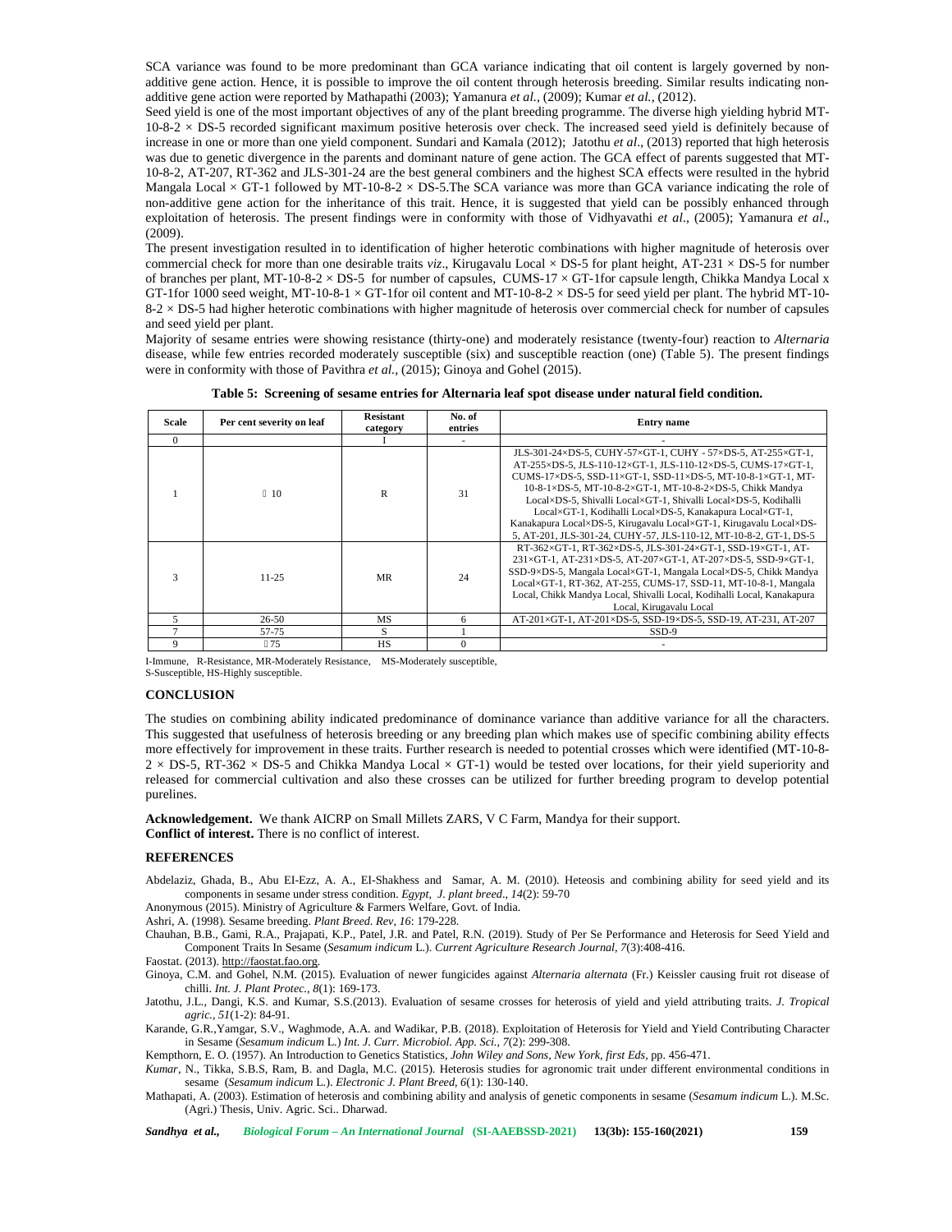SCA variance was found to be more predominant than GCA variance indicating that oil content is largely governed by non-additive gene action. Hence, it is possible to improve the oil content through heterosis breeding. Similar results indicating non-additive gene action were reported by Mathapathi (2003); Yamanura *et al.*, (2009); Kumar *et al.*, (2012).

Seed yield is one of the most important objectives of any of the plant breeding programme. The diverse high yielding hybrid MT-10-8-2 × DS-5 recorded significant maximum positive heterosis over check. The increased seed yield is definitely because of increase in one or more than one yield component. Sundari and Kamala (2012); Jatothu *et al*., (2013) reported that high heterosis was due to genetic divergence in the parents and dominant nature of gene action. The GCA effect of parents suggested that MT-10-8-2, AT-207, RT-362 and JLS-301-24 are the best general combiners and the highest SCA effects were resulted in the hybrid Mangala Local × GT-1 followed by MT-10-8-2 × DS-5.The SCA variance was more than GCA variance indicating the role of non-additive gene action for the inheritance of this trait. Hence, it is suggested that yield can be possibly enhanced through exploitation of heterosis. The present findings were in conformity with those of Vidhyavathi *et al*., (2005); Yamanura *et al*., (2009).

The present investigation resulted in to identification of higher heterotic combinations with higher magnitude of heterosis over commercial check for more than one desirable traits *viz*., Kirugavalu Local × DS-5 for plant height, AT-231 × DS-5 for number of branches per plant, MT-10-8-2 × DS-5 for number of capsules, CUMS-17 × GT-1for capsule length, Chikka Mandya Local x GT-1for 1000 seed weight, MT-10-8-1 × GT-1for oil content and MT-10-8-2 × DS-5 for seed yield per plant. The hybrid MT-10-8-2 × DS-5 had higher heterotic combinations with higher magnitude of heterosis over commercial check for number of capsules and seed yield per plant.

Majority of sesame entries were showing resistance (thirty-one) and moderately resistance (twenty-four) reaction to *Alternaria* disease, while few entries recorded moderately susceptible (six) and susceptible reaction (one) (Table 5). The present findings were in conformity with those of Pavithra *et al.*, (2015); Ginoya and Gohel (2015).

**Table 5: Screening of sesame entries for Alternaria leaf spot disease under natural field condition.**

| Scale | Per cent severity on leaf | Resistant category | No. of entries | Entry name |
|---|---|---|---|---|
| 0 | | I | - | - |
| 1 | ≤ 10 | R | 31 | JLS-301-24×DS-5, CUHY-57×GT-1, CUHY - 57×DS-5, AT-255×GT-1, AT-255×DS-5, JLS-110-12×GT-1, JLS-110-12×DS-5, CUMS-17×GT-1, CUMS-17×DS-5, SSD-11×GT-1, SSD-11×DS-5, MT-10-8-1×GT-1, MT-10-8-1×DS-5, MT-10-8-2×GT-1, MT-10-8-2×DS-5, Chikk Mandya Local×DS-5, Shivalli Local×GT-1, Shivalli Local×DS-5, Kodihalli Local×GT-1, Kodihalli Local×DS-5, Kanakapura Local×GT-1, Kanakapura Local×DS-5, Kirugavalu Local×GT-1, Kirugavalu Local×DS-5, AT-201, JLS-301-24, CUHY-57, JLS-110-12, MT-10-8-2, GT-1, DS-5 |
| 3 | 11-25 | MR | 24 | RT-362×GT-1, RT-362×DS-5, JLS-301-24×GT-1, SSD-19×GT-1, AT-231×GT-1, AT-231×DS-5, AT-207×GT-1, AT-207×DS-5, SSD-9×GT-1, SSD-9×DS-5, Mangala Local×GT-1, Mangala Local×DS-5, Chikk Mandya Local×GT-1, RT-362, AT-255, CUMS-17, SSD-11, MT-10-8-1, Mangala Local, Chikk Mandya Local, Shivalli Local, Kodihalli Local, Kanakapura Local, Kirugavalu Local |
| 5 | 26-50 | MS | 6 | AT-201×GT-1, AT-201×DS-5, SSD-19×DS-5, SSD-19, AT-231, AT-207 |
| 7 | 57-75 | S | 1 | SSD-9 |
| 9 | ≥75 | HS | 0 | - |

I-Immune, R-Resistance, MR-Moderately Resistance, MS-Moderately susceptible, S-Susceptible, HS-Highly susceptible.

## CONCLUSION

The studies on combining ability indicated predominance of dominance variance than additive variance for all the characters. This suggested that usefulness of heterosis breeding or any breeding plan which makes use of specific combining ability effects more effectively for improvement in these traits. Further research is needed to potential crosses which were identified (MT-10-8-2 × DS-5, RT-362 × DS-5 and Chikka Mandya Local × GT-1) would be tested over locations, for their yield superiority and released for commercial cultivation and also these crosses can be utilized for further breeding program to develop potential purelines.

**Acknowledgement.** We thank AICRP on Small Millets ZARS, V C Farm, Mandya for their support.
**Conflict of interest.** There is no conflict of interest.

## REFERENCES

Abdelaziz, Ghada, B., Abu EI-Ezz, A. A., EI-Shakhess and Samar, A. M. (2010). Heteosis and combining ability for seed yield and its components in sesame under stress condition. *Egypt, J. plant breed*., *14*(2): 59-70

Anonymous (2015). Ministry of Agriculture & Farmers Welfare, Govt. of India.

Ashri, A. (1998). Sesame breeding. *Plant Breed. Rev, 16*: 179-228.

Chauhan, B.B., Gami, R.A., Prajapati, K.P., Patel, J.R. and Patel, R.N. (2019). Study of Per Se Performance and Heterosis for Seed Yield and Component Traits In Sesame (*Sesamum indicum* L.). *Current Agriculture Research Journal, 7*(3):408-416.

Faostat. (2013). http://faostat.fao.org.

Ginoya, C.M. and Gohel, N.M. (2015). Evaluation of newer fungicides against *Alternaria alternata* (Fr.) Keissler causing fruit rot disease of chilli. *Int. J. Plant Protec., 8*(1): 169-173.

Jatothu, J.L., Dangi, K.S. and Kumar, S.S.(2013). Evaluation of sesame crosses for heterosis of yield and yield attributing traits. *J. Tropical agric., 51*(1-2): 84-91.

Karande, G.R.,Yamgar, S.V., Waghmode, A.A. and Wadikar, P.B. (2018). Exploitation of Heterosis for Yield and Yield Contributing Character in Sesame (*Sesamum indicum* L.) *Int. J. Curr. Microbiol. App. Sci., 7*(2): 299-308.

Kempthorn, E. O. (1957). An Introduction to Genetics Statistics, *John Wiley and Sons, New York, first Eds*, pp. 456-471.

*Kumar*, N., Tikka, S.B.S, Ram, B. and Dagla, M.C. (2015). Heterosis studies for agronomic trait under different environmental conditions in sesame (*Sesamum indicum* L.). *Electronic J. Plant Breed, 6*(1): 130-140.

Mathapati, A. (2003). Estimation of heterosis and combining ability and analysis of genetic components in sesame (*Sesamum indicum* L.). M.Sc. (Agri.) Thesis, Univ. Agric. Sci.. Dharwad.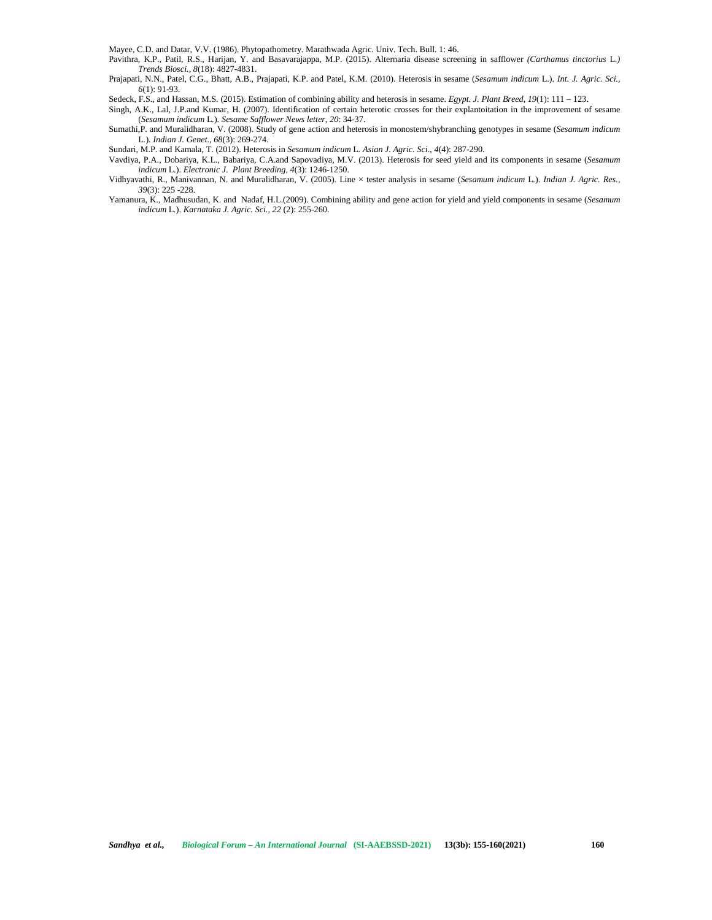Mayee, C.D. and Datar, V.V. (1986). Phytopathometry. Marathwada Agric. Univ. Tech. Bull. 1: 46.

Pavithra, K.P., Patil, R.S., Harijan, Y. and Basavarajappa, M.P. (2015). Alternaria disease screening in safflower *(Carthamus tinctorius* L.*) Trends Biosci., 8*(18): 4827-4831.

Prajapati, N.N., Patel, C.G., Bhatt, A.B., Prajapati, K.P. and Patel, K.M. (2010). Heterosis in sesame (*Sesamum indicum* L.). *Int. J. Agric. Sci., 6*(1): 91-93.

Sedeck, F.S., and Hassan, M.S. (2015). Estimation of combining ability and heterosis in sesame. *Egypt. J. Plant Breed, 19*(1): 111 – 123.

Singh, A.K., Lal, J.P.and Kumar, H. (2007). Identification of certain heterotic crosses for their explantoitation in the improvement of sesame (*Sesamum indicum* L.). *Sesame Safflower News letter, 20*: 34-37.

Sumathi,P. and Muralidharan, V. (2008). Study of gene action and heterosis in monostem/shybranching genotypes in sesame (*Sesamum indicum* L.). *Indian J. Genet., 68*(3): 269-274.

Sundari, M.P. and Kamala, T. (2012). Heterosis in *Sesamum indicum* L. *Asian J. Agric. Sci., 4*(4): 287-290.

Vavdiya, P.A., Dobariya, K.L., Babariya, C.A.and Sapovadiya, M.V. (2013). Heterosis for seed yield and its components in sesame (*Sesamum indicum* L.). *Electronic J. Plant Breeding, 4*(3): 1246-1250.

Vidhyavathi, R., Manivannan, N. and Muralidharan, V. (2005). Line × tester analysis in sesame (*Sesamum indicum* L.). *Indian J. Agric. Res., 39*(3): 225 -228.

Yamanura, K., Madhusudan, K. and Nadaf, H.L.(2009). Combining ability and gene action for yield and yield components in sesame (*Sesamum indicum* L.). *Karnataka J. Agric. Sci., 22* (2): 255-260.